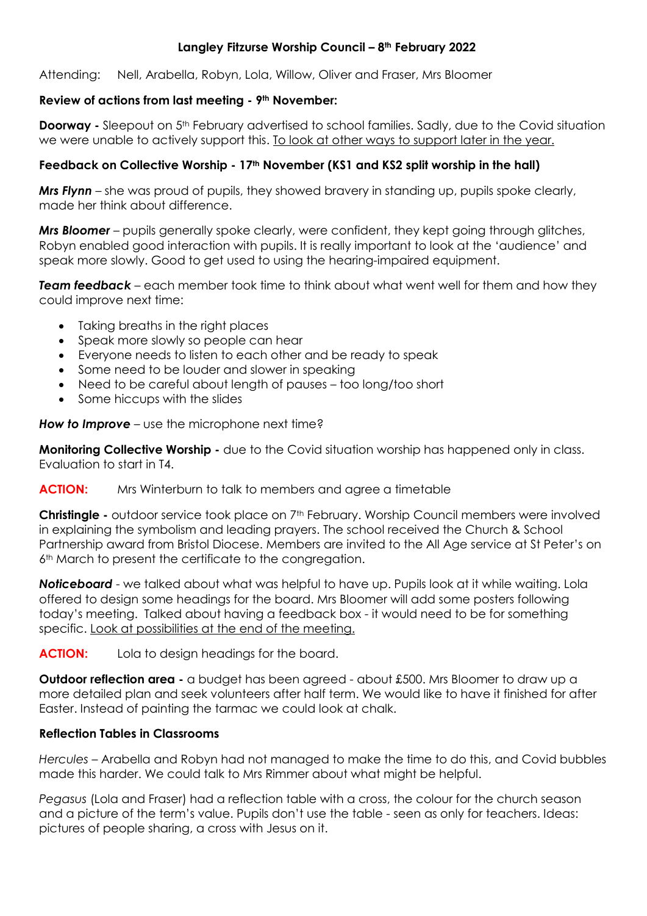# Langley Fitzurse Worship Council – 8th February 2022

Attending: Nell, Arabella, Robyn, Lola, Willow, Oliver and Fraser, Mrs Bloomer

### Review of actions from last meeting - 9th November:

**Doorway -** Sleepout on 5th February advertised to school families. Sadly, due to the Covid situation we were unable to actively support this. To look at other ways to support later in the year.

### Feedback on Collective Worship - 17th November (KS1 and KS2 split worship in the hall)

***Mrs Flynn*** – she was proud of pupils, they showed bravery in standing up, pupils spoke clearly, made her think about difference.

***Mrs Bloomer*** – pupils generally spoke clearly, were confident, they kept going through glitches, Robyn enabled good interaction with pupils. It is really important to look at the 'audience' and speak more slowly. Good to get used to using the hearing-impaired equipment.

***Team feedback*** – each member took time to think about what went well for them and how they could improve next time:

- Taking breaths in the right places
- Speak more slowly so people can hear
- Everyone needs to listen to each other and be ready to speak
- Some need to be louder and slower in speaking
- Need to be careful about length of pauses – too long/too short
- Some hiccups with the slides

***How to Improve*** – use the microphone next time?

**Monitoring Collective Worship -** due to the Covid situation worship has happened only in class. Evaluation to start in T4.

**ACTION:** Mrs Winterburn to talk to members and agree a timetable

**Christingle -** outdoor service took place on 7th February. Worship Council members were involved in explaining the symbolism and leading prayers. The school received the Church & School Partnership award from Bristol Diocese. Members are invited to the All Age service at St Peter's on 6th March to present the certificate to the congregation.

***Noticeboard*** - we talked about what was helpful to have up. Pupils look at it while waiting. Lola offered to design some headings for the board. Mrs Bloomer will add some posters following today's meeting. Talked about having a feedback box - it would need to be for something specific. Look at possibilities at the end of the meeting.

**ACTION:** Lola to design headings for the board.

**Outdoor reflection area -** a budget has been agreed - about £500. Mrs Bloomer to draw up a more detailed plan and seek volunteers after half term. We would like to have it finished for after Easter. Instead of painting the tarmac we could look at chalk.

### Reflection Tables in Classrooms

*Hercules* – Arabella and Robyn had not managed to make the time to do this, and Covid bubbles made this harder. We could talk to Mrs Rimmer about what might be helpful.

*Pegasus* (Lola and Fraser) had a reflection table with a cross, the colour for the church season and a picture of the term's value. Pupils don't use the table - seen as only for teachers. Ideas: pictures of people sharing, a cross with Jesus on it.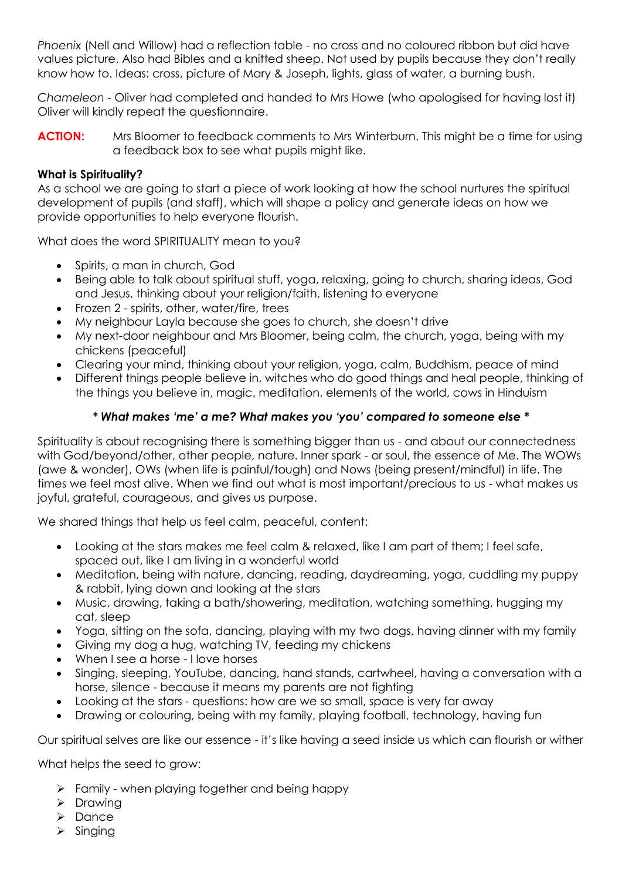*Phoenix* (Nell and Willow) had a reflection table - no cross and no coloured ribbon but did have values picture. Also had Bibles and a knitted sheep. Not used by pupils because they don't really know how to. Ideas: cross, picture of Mary & Joseph, lights, glass of water, a burning bush.

*Chameleon* - Oliver had completed and handed to Mrs Howe (who apologised for having lost it) Oliver will kindly repeat the questionnaire.

**ACTION:** Mrs Bloomer to feedback comments to Mrs Winterburn. This might be a time for using a feedback box to see what pupils might like.

**What is Spirituality?**

As a school we are going to start a piece of work looking at how the school nurtures the spiritual development of pupils (and staff), which will shape a policy and generate ideas on how we provide opportunities to help everyone flourish.

What does the word SPIRITUALITY mean to you?

- Spirits, a man in church, God
- Being able to talk about spiritual stuff, yoga, relaxing, going to church, sharing ideas, God and Jesus, thinking about your religion/faith, listening to everyone
- Frozen 2 - spirits, other, water/fire, trees
- My neighbour Layla because she goes to church, she doesn't drive
- My next-door neighbour and Mrs Bloomer, being calm, the church, yoga, being with my chickens (peaceful)
- Clearing your mind, thinking about your religion, yoga, calm, Buddhism, peace of mind
- Different things people believe in, witches who do good things and heal people, thinking of the things you believe in, magic, meditation, elements of the world, cows in Hinduism

***\* What makes 'me' a me? What makes you 'you' compared to someone else \****

Spirituality is about recognising there is something bigger than us - and about our connectedness with God/beyond/other, other people, nature. Inner spark - or soul, the essence of Me. The WOWs (awe & wonder), OWs (when life is painful/tough) and Nows (being present/mindful) in life. The times we feel most alive. When we find out what is most important/precious to us - what makes us joyful, grateful, courageous, and gives us purpose.

We shared things that help us feel calm, peaceful, content:

- Looking at the stars makes me feel calm & relaxed, like I am part of them; I feel safe, spaced out, like I am living in a wonderful world
- Meditation, being with nature, dancing, reading, daydreaming, yoga, cuddling my puppy & rabbit, lying down and looking at the stars
- Music, drawing, taking a bath/showering, meditation, watching something, hugging my cat, sleep
- Yoga, sitting on the sofa, dancing, playing with my two dogs, having dinner with my family
- Giving my dog a hug, watching TV, feeding my chickens
- When I see a horse - I love horses
- Singing, sleeping, YouTube, dancing, hand stands, cartwheel, having a conversation with a horse, silence - because it means my parents are not fighting
- Looking at the stars - questions: how are we so small, space is very far away
- Drawing or colouring, being with my family, playing football, technology, having fun

Our spiritual selves are like our essence - it's like having a seed inside us which can flourish or wither

What helps the seed to grow:

- Family - when playing together and being happy
- Drawing
- Dance
- Singing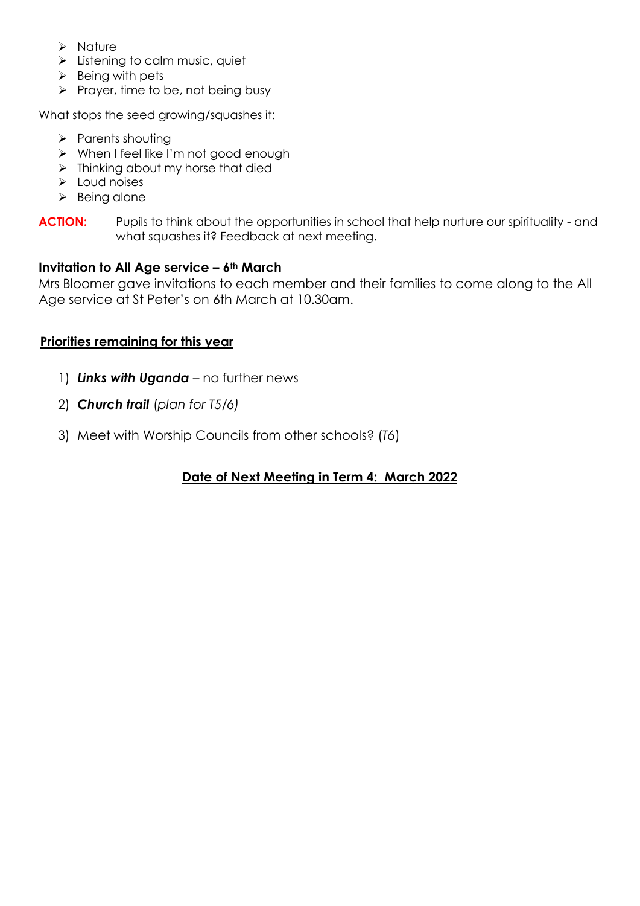- Nature
- Listening to calm music, quiet
- Being with pets
- Prayer, time to be, not being busy

What stops the seed growing/squashes it:

- Parents shouting
- When I feel like I'm not good enough
- Thinking about my horse that died
- Loud noises
- Being alone

**ACTION:** Pupils to think about the opportunities in school that help nurture our spirituality - and what squashes it? Feedback at next meeting.

**Invitation to All Age service – 6th March**

Mrs Bloomer gave invitations to each member and their families to come along to the All Age service at St Peter's on 6th March at 10.30am.

**Priorities remaining for this year**

1) ***Links with Uganda*** – no further news
2) ***Church trail*** (*plan for T5/6)*
3) Meet with Worship Councils from other schools? (*T*6)

**Date of Next Meeting in Term 4: March 2022**